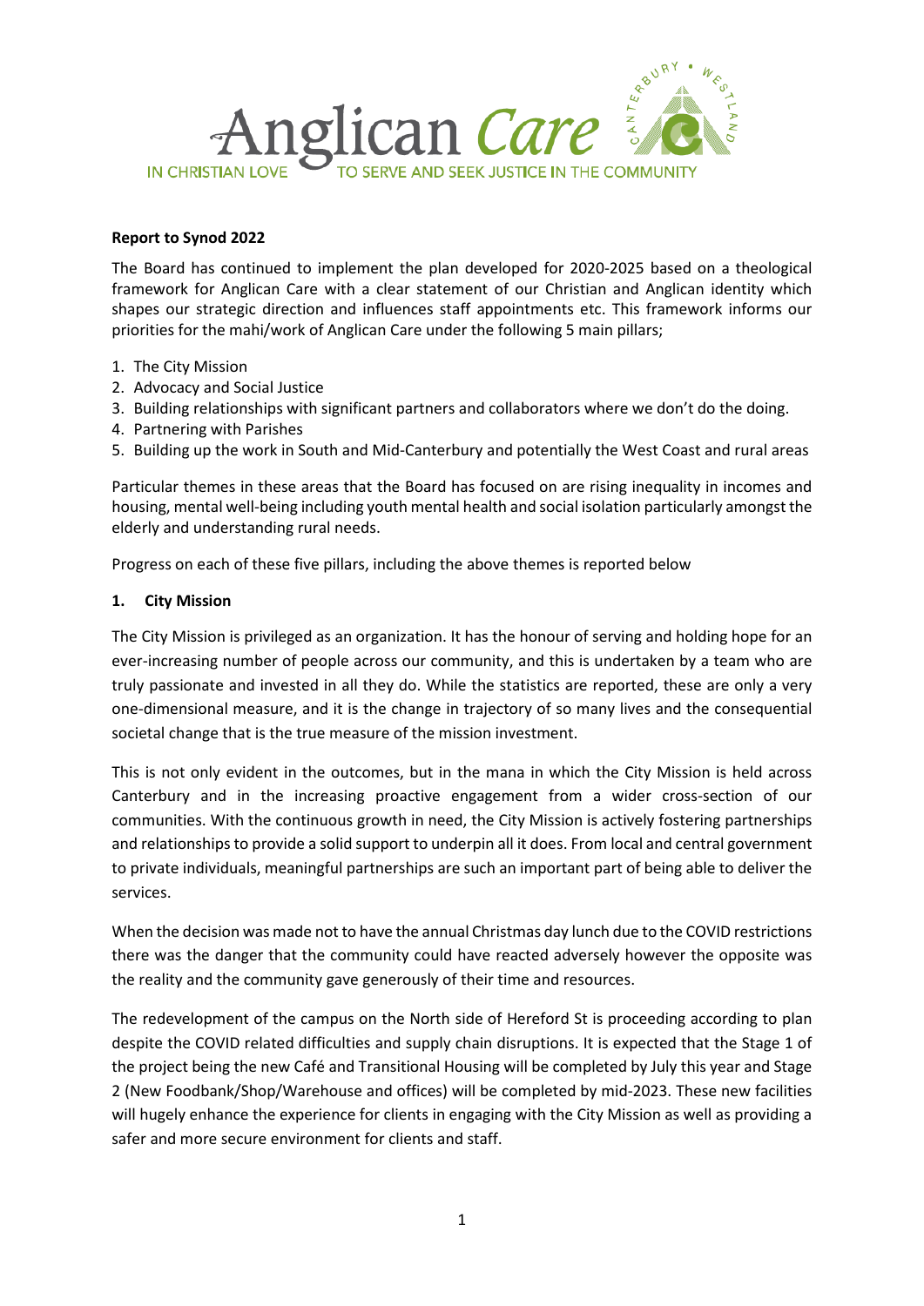Anglican *Care*

IN CHRISTIAN LOVE TO SERVE AND SEEK JUSTICE IN THE COMMUNITY

**Report to Synod 2022**

The Board has continued to implement the plan developed for 2020-2025 based on a theological framework for Anglican Care with a clear statement of our Christian and Anglican identity which shapes our strategic direction and influences staff appointments etc. This framework informs our priorities for the mahi/work of Anglican Care under the following 5 main pillars;

1. The City Mission
2. Advocacy and Social Justice
3. Building relationships with significant partners and collaborators where we don't do the doing.
4. Partnering with Parishes
5. Building up the work in South and Mid-Canterbury and potentially the West Coast and rural areas

Particular themes in these areas that the Board has focused on are rising inequality in incomes and housing, mental well-being including youth mental health and social isolation particularly amongst the elderly and understanding rural needs.

Progress on each of these five pillars, including the above themes is reported below

**1. City Mission**

The City Mission is privileged as an organization. It has the honour of serving and holding hope for an ever-increasing number of people across our community, and this is undertaken by a team who are truly passionate and invested in all they do. While the statistics are reported, these are only a very one-dimensional measure, and it is the change in trajectory of so many lives and the consequential societal change that is the true measure of the mission investment.

This is not only evident in the outcomes, but in the mana in which the City Mission is held across Canterbury and in the increasing proactive engagement from a wider cross-section of our communities. With the continuous growth in need, the City Mission is actively fostering partnerships and relationships to provide a solid support to underpin all it does. From local and central government to private individuals, meaningful partnerships are such an important part of being able to deliver the services.

When the decision was made not to have the annual Christmas day lunch due to the COVID restrictions there was the danger that the community could have reacted adversely however the opposite was the reality and the community gave generously of their time and resources.

The redevelopment of the campus on the North side of Hereford St is proceeding according to plan despite the COVID related difficulties and supply chain disruptions. It is expected that the Stage 1 of the project being the new Café and Transitional Housing will be completed by July this year and Stage 2 (New Foodbank/Shop/Warehouse and offices) will be completed by mid-2023. These new facilities will hugely enhance the experience for clients in engaging with the City Mission as well as providing a safer and more secure environment for clients and staff.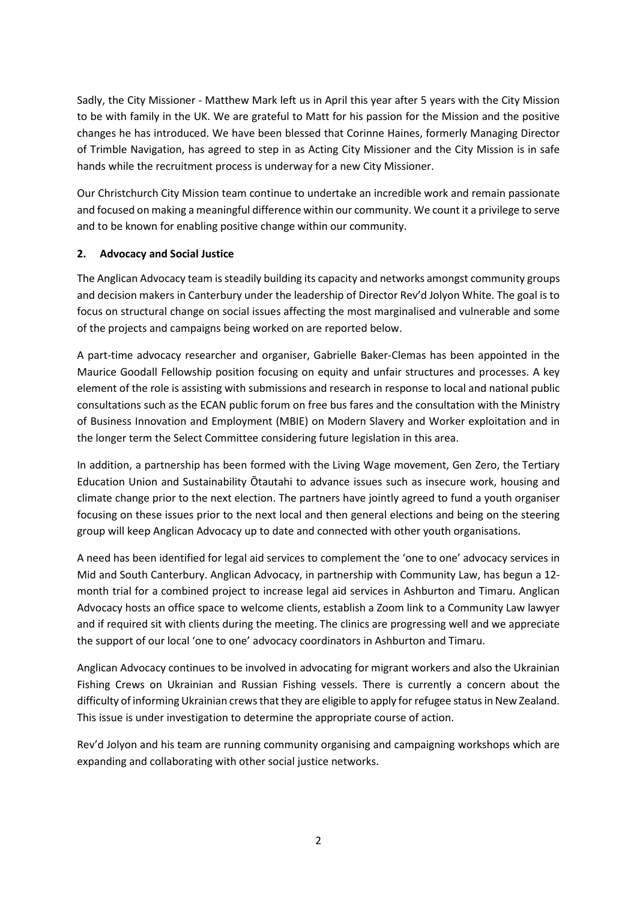Sadly, the City Missioner - Matthew Mark left us in April this year after 5 years with the City Mission to be with family in the UK. We are grateful to Matt for his passion for the Mission and the positive changes he has introduced. We have been blessed that Corinne Haines, formerly Managing Director of Trimble Navigation, has agreed to step in as Acting City Missioner and the City Mission is in safe hands while the recruitment process is underway for a new City Missioner.

Our Christchurch City Mission team continue to undertake an incredible work and remain passionate and focused on making a meaningful difference within our community. We count it a privilege to serve and to be known for enabling positive change within our community.

## 2. Advocacy and Social Justice

The Anglican Advocacy team is steadily building its capacity and networks amongst community groups and decision makers in Canterbury under the leadership of Director Rev'd Jolyon White. The goal is to focus on structural change on social issues affecting the most marginalised and vulnerable and some of the projects and campaigns being worked on are reported below.

A part-time advocacy researcher and organiser, Gabrielle Baker-Clemas has been appointed in the Maurice Goodall Fellowship position focusing on equity and unfair structures and processes. A key element of the role is assisting with submissions and research in response to local and national public consultations such as the ECAN public forum on free bus fares and the consultation with the Ministry of Business Innovation and Employment (MBIE) on Modern Slavery and Worker exploitation and in the longer term the Select Committee considering future legislation in this area.

In addition, a partnership has been formed with the Living Wage movement, Gen Zero, the Tertiary Education Union and Sustainability Ōtautahi to advance issues such as insecure work, housing and climate change prior to the next election. The partners have jointly agreed to fund a youth organiser focusing on these issues prior to the next local and then general elections and being on the steering group will keep Anglican Advocacy up to date and connected with other youth organisations.

A need has been identified for legal aid services to complement the 'one to one' advocacy services in Mid and South Canterbury. Anglican Advocacy, in partnership with Community Law, has begun a 12-month trial for a combined project to increase legal aid services in Ashburton and Timaru. Anglican Advocacy hosts an office space to welcome clients, establish a Zoom link to a Community Law lawyer and if required sit with clients during the meeting. The clinics are progressing well and we appreciate the support of our local 'one to one' advocacy coordinators in Ashburton and Timaru.

Anglican Advocacy continues to be involved in advocating for migrant workers and also the Ukrainian Fishing Crews on Ukrainian and Russian Fishing vessels. There is currently a concern about the difficulty of informing Ukrainian crews that they are eligible to apply for refugee status in New Zealand. This issue is under investigation to determine the appropriate course of action.

Rev'd Jolyon and his team are running community organising and campaigning workshops which are expanding and collaborating with other social justice networks.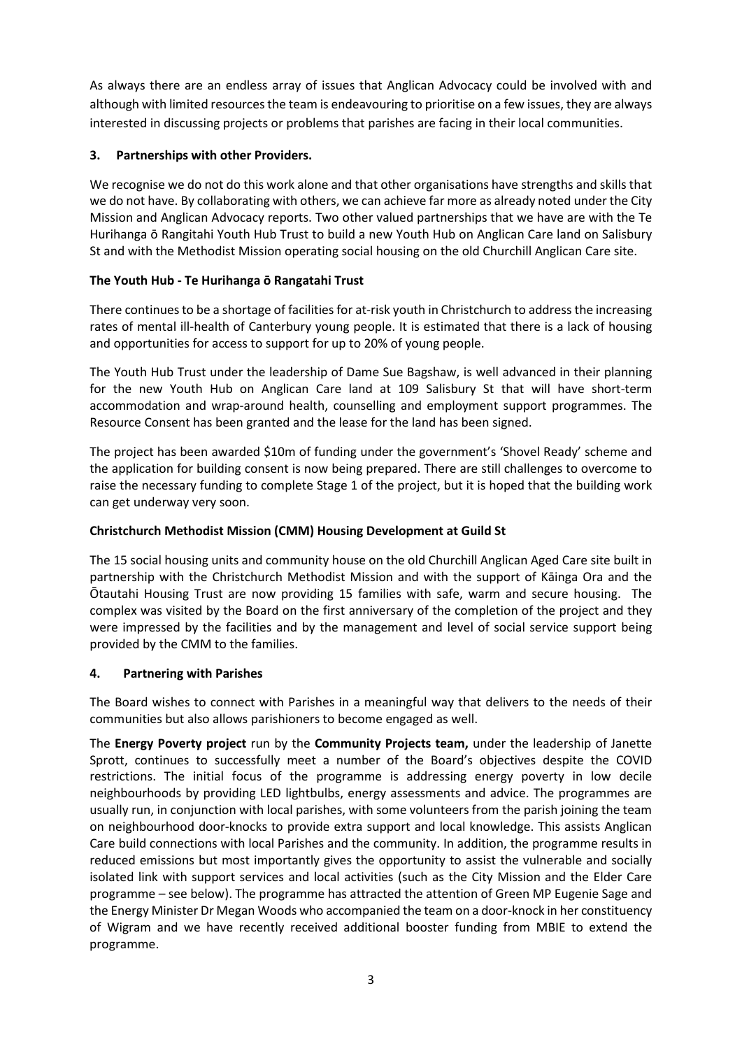As always there are an endless array of issues that Anglican Advocacy could be involved with and although with limited resources the team is endeavouring to prioritise on a few issues, they are always interested in discussing projects or problems that parishes are facing in their local communities.

## 3. Partnerships with other Providers.

We recognise we do not do this work alone and that other organisations have strengths and skills that we do not have. By collaborating with others, we can achieve far more as already noted under the City Mission and Anglican Advocacy reports. Two other valued partnerships that we have are with the Te Hurihanga ō Rangitahi Youth Hub Trust to build a new Youth Hub on Anglican Care land on Salisbury St and with the Methodist Mission operating social housing on the old Churchill Anglican Care site.

### The Youth Hub - Te Hurihanga ō Rangatahi Trust

There continues to be a shortage of facilities for at-risk youth in Christchurch to address the increasing rates of mental ill-health of Canterbury young people. It is estimated that there is a lack of housing and opportunities for access to support for up to 20% of young people.

The Youth Hub Trust under the leadership of Dame Sue Bagshaw, is well advanced in their planning for the new Youth Hub on Anglican Care land at 109 Salisbury St that will have short-term accommodation and wrap-around health, counselling and employment support programmes. The Resource Consent has been granted and the lease for the land has been signed.

The project has been awarded $10m of funding under the government's 'Shovel Ready' scheme and the application for building consent is now being prepared. There are still challenges to overcome to raise the necessary funding to complete Stage 1 of the project, but it is hoped that the building work can get underway very soon.

### Christchurch Methodist Mission (CMM) Housing Development at Guild St

The 15 social housing units and community house on the old Churchill Anglican Aged Care site built in partnership with the Christchurch Methodist Mission and with the support of Kāinga Ora and the Ōtautahi Housing Trust are now providing 15 families with safe, warm and secure housing. The complex was visited by the Board on the first anniversary of the completion of the project and they were impressed by the facilities and by the management and level of social service support being provided by the CMM to the families.

## 4. Partnering with Parishes

The Board wishes to connect with Parishes in a meaningful way that delivers to the needs of their communities but also allows parishioners to become engaged as well.

The **Energy Poverty project** run by the **Community Projects team,** under the leadership of Janette Sprott, continues to successfully meet a number of the Board's objectives despite the COVID restrictions. The initial focus of the programme is addressing energy poverty in low decile neighbourhoods by providing LED lightbulbs, energy assessments and advice. The programmes are usually run, in conjunction with local parishes, with some volunteers from the parish joining the team on neighbourhood door-knocks to provide extra support and local knowledge. This assists Anglican Care build connections with local Parishes and the community. In addition, the programme results in reduced emissions but most importantly gives the opportunity to assist the vulnerable and socially isolated link with support services and local activities (such as the City Mission and the Elder Care programme – see below). The programme has attracted the attention of Green MP Eugenie Sage and the Energy Minister Dr Megan Woods who accompanied the team on a door-knock in her constituency of Wigram and we have recently received additional booster funding from MBIE to extend the programme.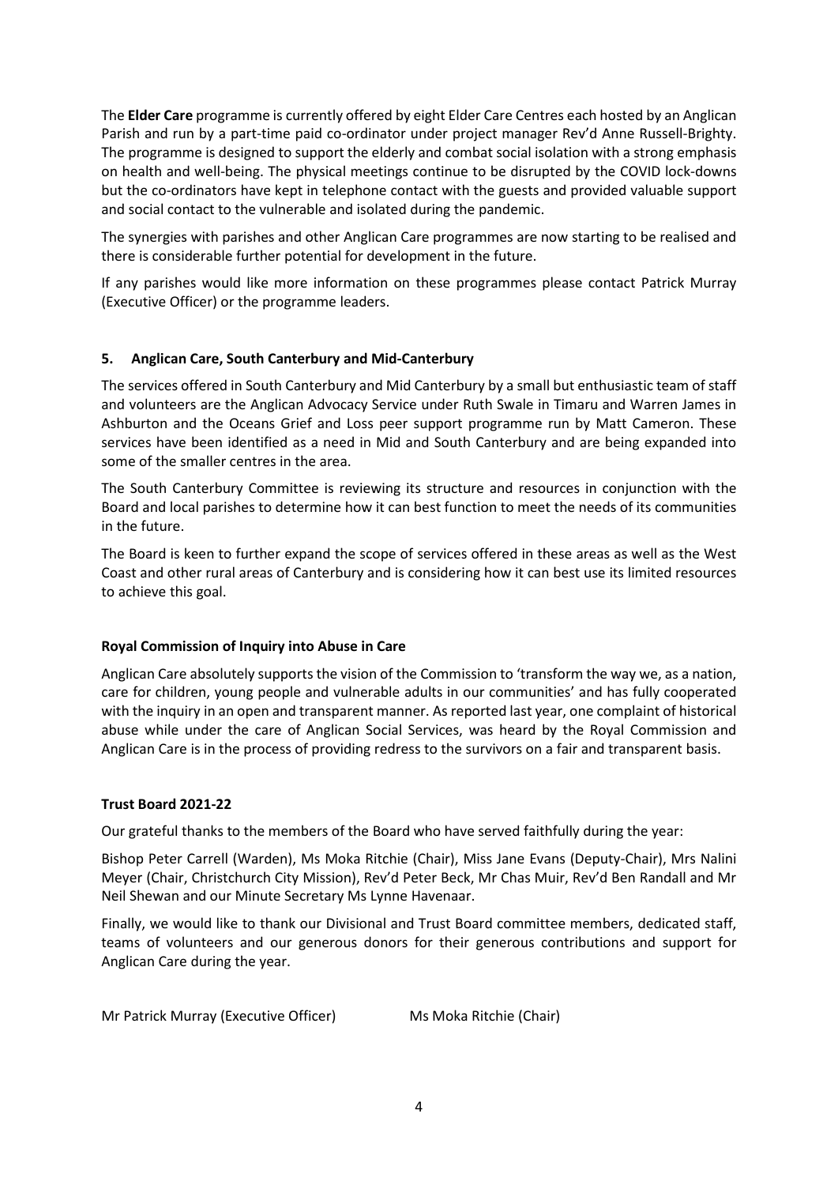The **Elder Care** programme is currently offered by eight Elder Care Centres each hosted by an Anglican Parish and run by a part-time paid co-ordinator under project manager Rev'd Anne Russell-Brighty. The programme is designed to support the elderly and combat social isolation with a strong emphasis on health and well-being. The physical meetings continue to be disrupted by the COVID lock-downs but the co-ordinators have kept in telephone contact with the guests and provided valuable support and social contact to the vulnerable and isolated during the pandemic.

The synergies with parishes and other Anglican Care programmes are now starting to be realised and there is considerable further potential for development in the future.

If any parishes would like more information on these programmes please contact Patrick Murray (Executive Officer) or the programme leaders.

## 5. Anglican Care, South Canterbury and Mid-Canterbury

The services offered in South Canterbury and Mid Canterbury by a small but enthusiastic team of staff and volunteers are the Anglican Advocacy Service under Ruth Swale in Timaru and Warren James in Ashburton and the Oceans Grief and Loss peer support programme run by Matt Cameron. These services have been identified as a need in Mid and South Canterbury and are being expanded into some of the smaller centres in the area.

The South Canterbury Committee is reviewing its structure and resources in conjunction with the Board and local parishes to determine how it can best function to meet the needs of its communities in the future.

The Board is keen to further expand the scope of services offered in these areas as well as the West Coast and other rural areas of Canterbury and is considering how it can best use its limited resources to achieve this goal.

## Royal Commission of Inquiry into Abuse in Care

Anglican Care absolutely supports the vision of the Commission to 'transform the way we, as a nation, care for children, young people and vulnerable adults in our communities' and has fully cooperated with the inquiry in an open and transparent manner. As reported last year, one complaint of historical abuse while under the care of Anglican Social Services, was heard by the Royal Commission and Anglican Care is in the process of providing redress to the survivors on a fair and transparent basis.

## Trust Board 2021-22

Our grateful thanks to the members of the Board who have served faithfully during the year:

Bishop Peter Carrell (Warden), Ms Moka Ritchie (Chair), Miss Jane Evans (Deputy-Chair), Mrs Nalini Meyer (Chair, Christchurch City Mission), Rev'd Peter Beck, Mr Chas Muir, Rev'd Ben Randall and Mr Neil Shewan and our Minute Secretary Ms Lynne Havenaar.

Finally, we would like to thank our Divisional and Trust Board committee members, dedicated staff, teams of volunteers and our generous donors for their generous contributions and support for Anglican Care during the year.

Mr Patrick Murray (Executive Officer)          Ms Moka Ritchie (Chair)